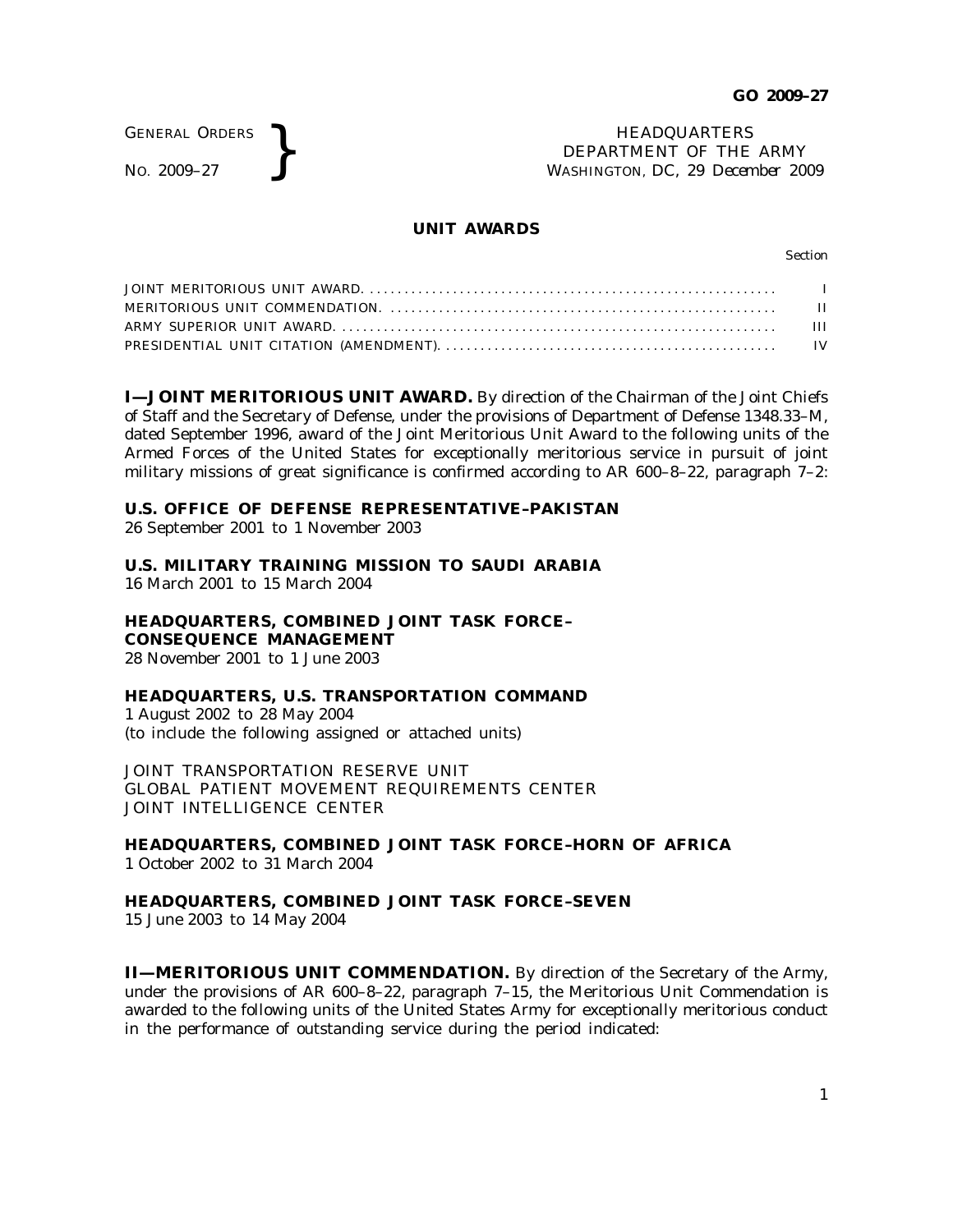GENERAL ORDERS
NO. 2009–27

HEADQUARTERS
DEPARTMENT OF THE ARMY
WASHINGTON, DC, *29 December 2009*

## UNIT AWARDS

| | Section |
|---|---|
| JOINT MERITORIOUS UNIT AWARD. | I |
| MERITORIOUS UNIT COMMENDATION. | II |
| ARMY SUPERIOR UNIT AWARD. | III |
| PRESIDENTIAL UNIT CITATION (AMENDMENT). | IV |

**I—JOINT MERITORIOUS UNIT AWARD.** By direction of the Chairman of the Joint Chiefs of Staff and the Secretary of Defense, under the provisions of Department of Defense 1348.33–M, dated September 1996, award of the Joint Meritorious Unit Award to the following units of the Armed Forces of the United States for exceptionally meritorious service in pursuit of joint military missions of great significance is confirmed according to AR 600–8–22, paragraph 7–2:

**U.S. OFFICE OF DEFENSE REPRESENTATIVE–PAKISTAN**
26 September 2001 to 1 November 2003

**U.S. MILITARY TRAINING MISSION TO SAUDI ARABIA**
16 March 2001 to 15 March 2004

**HEADQUARTERS, COMBINED JOINT TASK FORCE–CONSEQUENCE MANAGEMENT**
28 November 2001 to 1 June 2003

**HEADQUARTERS, U.S. TRANSPORTATION COMMAND**
1 August 2002 to 28 May 2004
(to include the following assigned or attached units)

JOINT TRANSPORTATION RESERVE UNIT
GLOBAL PATIENT MOVEMENT REQUIREMENTS CENTER
JOINT INTELLIGENCE CENTER

**HEADQUARTERS, COMBINED JOINT TASK FORCE–HORN OF AFRICA**
1 October 2002 to 31 March 2004

**HEADQUARTERS, COMBINED JOINT TASK FORCE–SEVEN**
15 June 2003 to 14 May 2004

**II—MERITORIOUS UNIT COMMENDATION.** By direction of the Secretary of the Army, under the provisions of AR 600–8–22, paragraph 7–15, the Meritorious Unit Commendation is awarded to the following units of the United States Army for exceptionally meritorious conduct in the performance of outstanding service during the period indicated: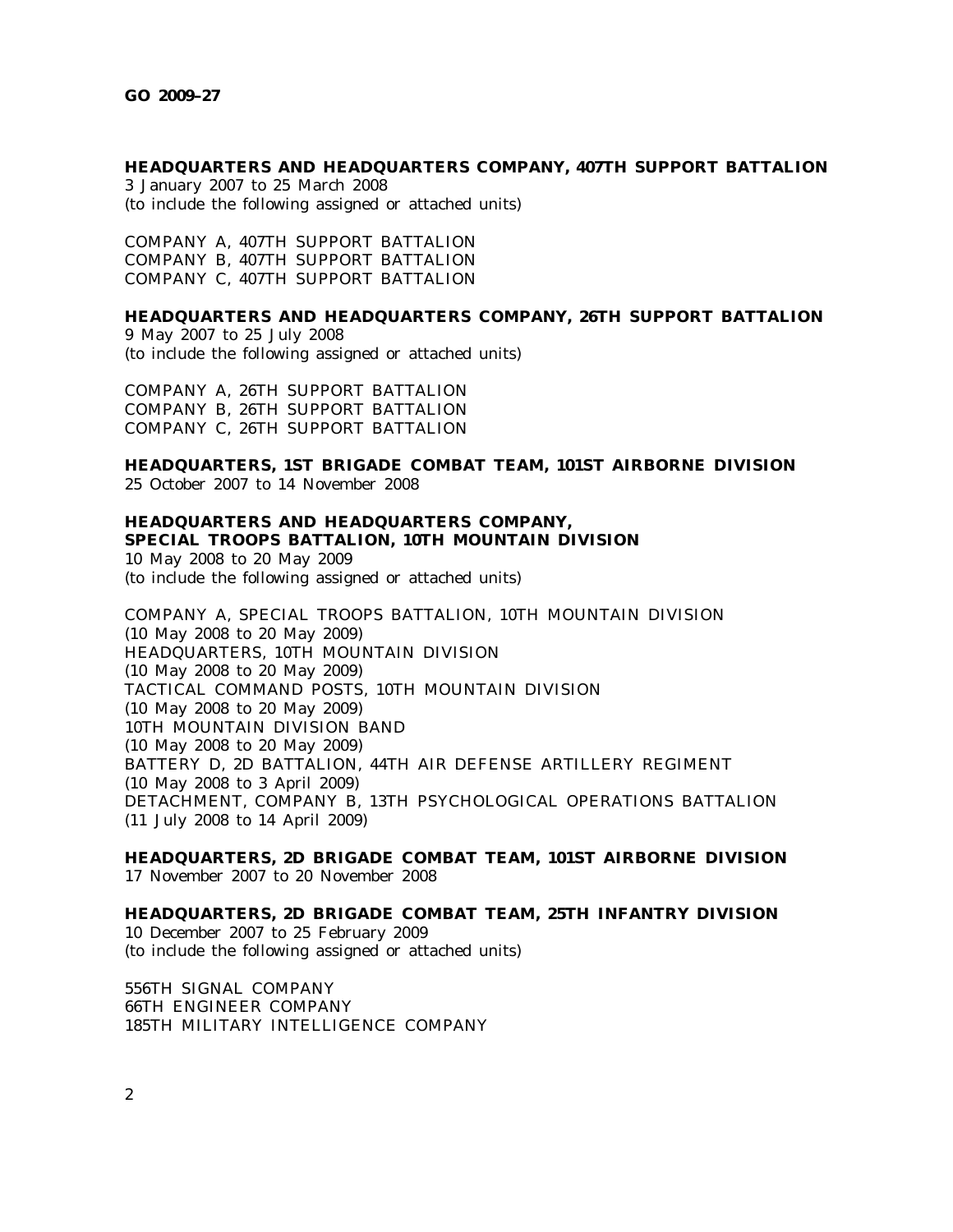**HEADQUARTERS AND HEADQUARTERS COMPANY, 407TH SUPPORT BATTALION**
3 January 2007 to 25 March 2008
(to include the following assigned or attached units)

COMPANY A, 407TH SUPPORT BATTALION
COMPANY B, 407TH SUPPORT BATTALION
COMPANY C, 407TH SUPPORT BATTALION

**HEADQUARTERS AND HEADQUARTERS COMPANY, 26TH SUPPORT BATTALION**
9 May 2007 to 25 July 2008
(to include the following assigned or attached units)

COMPANY A, 26TH SUPPORT BATTALION
COMPANY B, 26TH SUPPORT BATTALION
COMPANY C, 26TH SUPPORT BATTALION

**HEADQUARTERS, 1ST BRIGADE COMBAT TEAM, 101ST AIRBORNE DIVISION**
25 October 2007 to 14 November 2008

**HEADQUARTERS AND HEADQUARTERS COMPANY,**
**SPECIAL TROOPS BATTALION, 10TH MOUNTAIN DIVISION**
10 May 2008 to 20 May 2009
(to include the following assigned or attached units)

COMPANY A, SPECIAL TROOPS BATTALION, 10TH MOUNTAIN DIVISION
(10 May 2008 to 20 May 2009)
HEADQUARTERS, 10TH MOUNTAIN DIVISION
(10 May 2008 to 20 May 2009)
TACTICAL COMMAND POSTS, 10TH MOUNTAIN DIVISION
(10 May 2008 to 20 May 2009)
10TH MOUNTAIN DIVISION BAND
(10 May 2008 to 20 May 2009)
BATTERY D, 2D BATTALION, 44TH AIR DEFENSE ARTILLERY REGIMENT
(10 May 2008 to 3 April 2009)
DETACHMENT, COMPANY B, 13TH PSYCHOLOGICAL OPERATIONS BATTALION
(11 July 2008 to 14 April 2009)

**HEADQUARTERS, 2D BRIGADE COMBAT TEAM, 101ST AIRBORNE DIVISION**
17 November 2007 to 20 November 2008

**HEADQUARTERS, 2D BRIGADE COMBAT TEAM, 25TH INFANTRY DIVISION**
10 December 2007 to 25 February 2009
(to include the following assigned or attached units)

556TH SIGNAL COMPANY
66TH ENGINEER COMPANY
185TH MILITARY INTELLIGENCE COMPANY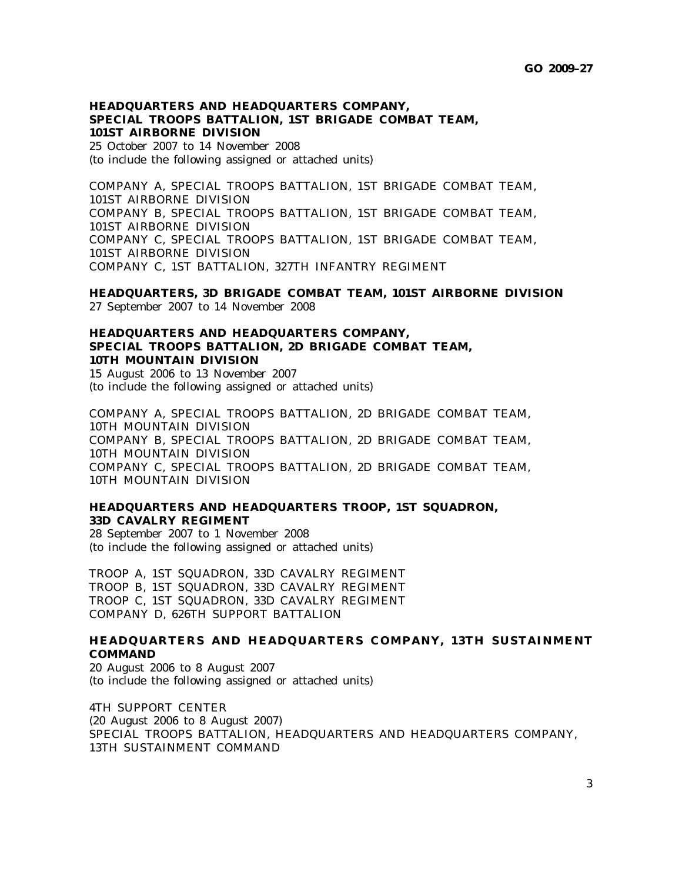**HEADQUARTERS AND HEADQUARTERS COMPANY, SPECIAL TROOPS BATTALION, 1ST BRIGADE COMBAT TEAM, 101ST AIRBORNE DIVISION**
25 October 2007 to 14 November 2008
(to include the following assigned or attached units)

COMPANY A, SPECIAL TROOPS BATTALION, 1ST BRIGADE COMBAT TEAM, 101ST AIRBORNE DIVISION
COMPANY B, SPECIAL TROOPS BATTALION, 1ST BRIGADE COMBAT TEAM, 101ST AIRBORNE DIVISION
COMPANY C, SPECIAL TROOPS BATTALION, 1ST BRIGADE COMBAT TEAM, 101ST AIRBORNE DIVISION
COMPANY C, 1ST BATTALION, 327TH INFANTRY REGIMENT

**HEADQUARTERS, 3D BRIGADE COMBAT TEAM, 101ST AIRBORNE DIVISION**
27 September 2007 to 14 November 2008

**HEADQUARTERS AND HEADQUARTERS COMPANY, SPECIAL TROOPS BATTALION, 2D BRIGADE COMBAT TEAM, 10TH MOUNTAIN DIVISION**
15 August 2006 to 13 November 2007
(to include the following assigned or attached units)

COMPANY A, SPECIAL TROOPS BATTALION, 2D BRIGADE COMBAT TEAM, 10TH MOUNTAIN DIVISION
COMPANY B, SPECIAL TROOPS BATTALION, 2D BRIGADE COMBAT TEAM, 10TH MOUNTAIN DIVISION
COMPANY C, SPECIAL TROOPS BATTALION, 2D BRIGADE COMBAT TEAM, 10TH MOUNTAIN DIVISION

**HEADQUARTERS AND HEADQUARTERS TROOP, 1ST SQUADRON, 33D CAVALRY REGIMENT**
28 September 2007 to 1 November 2008
(to include the following assigned or attached units)

TROOP A, 1ST SQUADRON, 33D CAVALRY REGIMENT
TROOP B, 1ST SQUADRON, 33D CAVALRY REGIMENT
TROOP C, 1ST SQUADRON, 33D CAVALRY REGIMENT
COMPANY D, 626TH SUPPORT BATTALION

**HEADQUARTERS AND HEADQUARTERS COMPANY, 13TH SUSTAINMENT COMMAND**
20 August 2006 to 8 August 2007
(to include the following assigned or attached units)

4TH SUPPORT CENTER
(20 August 2006 to 8 August 2007)
SPECIAL TROOPS BATTALION, HEADQUARTERS AND HEADQUARTERS COMPANY, 13TH SUSTAINMENT COMMAND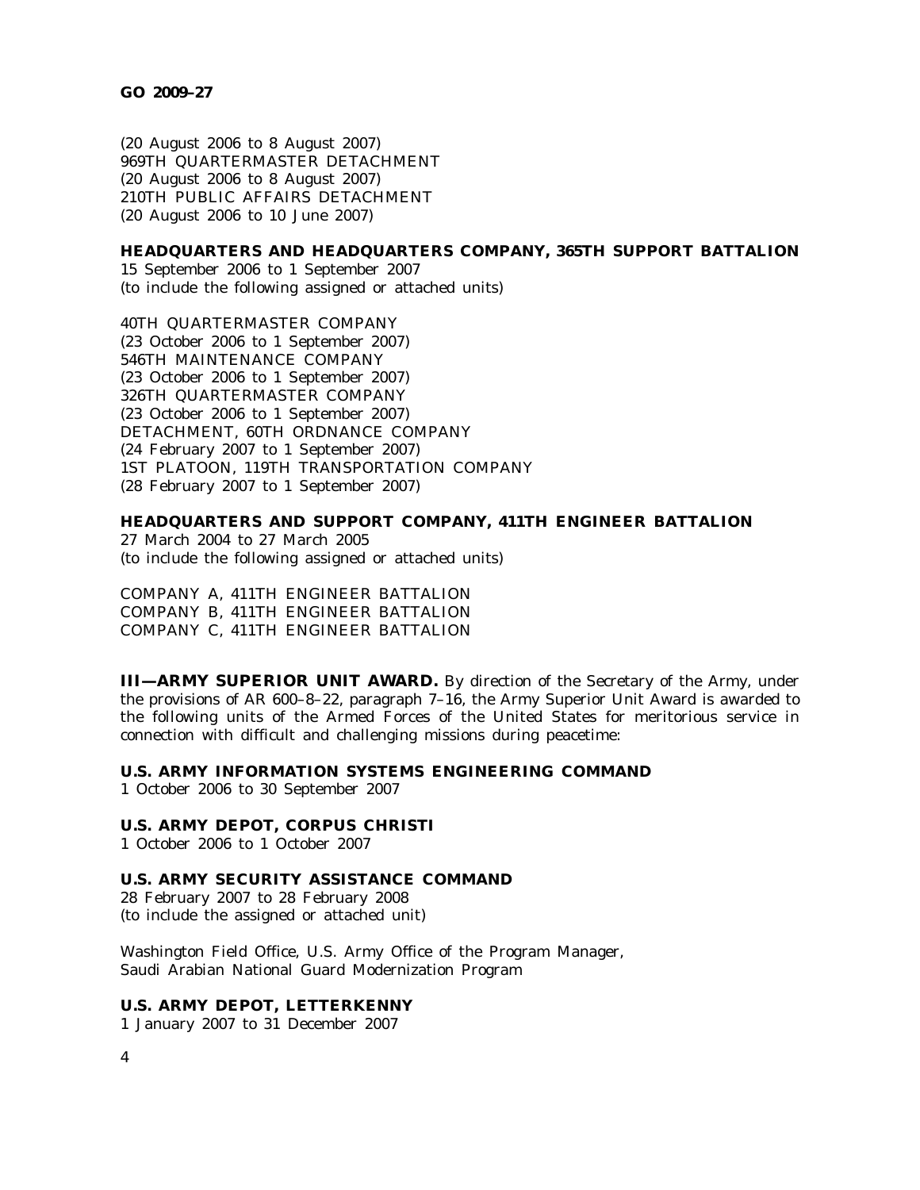(20 August 2006 to 8 August 2007)
969TH QUARTERMASTER DETACHMENT
(20 August 2006 to 8 August 2007)
210TH PUBLIC AFFAIRS DETACHMENT
(20 August 2006 to 10 June 2007)

**HEADQUARTERS AND HEADQUARTERS COMPANY, 365TH SUPPORT BATTALION**
15 September 2006 to 1 September 2007
(to include the following assigned or attached units)

40TH QUARTERMASTER COMPANY
(23 October 2006 to 1 September 2007)
546TH MAINTENANCE COMPANY
(23 October 2006 to 1 September 2007)
326TH QUARTERMASTER COMPANY
(23 October 2006 to 1 September 2007)
DETACHMENT, 60TH ORDNANCE COMPANY
(24 February 2007 to 1 September 2007)
1ST PLATOON, 119TH TRANSPORTATION COMPANY
(28 February 2007 to 1 September 2007)

**HEADQUARTERS AND SUPPORT COMPANY, 411TH ENGINEER BATTALION**
27 March 2004 to 27 March 2005
(to include the following assigned or attached units)

COMPANY A, 411TH ENGINEER BATTALION
COMPANY B, 411TH ENGINEER BATTALION
COMPANY C, 411TH ENGINEER BATTALION

**III—ARMY SUPERIOR UNIT AWARD.** By direction of the Secretary of the Army, under the provisions of AR 600–8–22, paragraph 7–16, the Army Superior Unit Award is awarded to the following units of the Armed Forces of the United States for meritorious service in connection with difficult and challenging missions during peacetime:

**U.S. ARMY INFORMATION SYSTEMS ENGINEERING COMMAND**
1 October 2006 to 30 September 2007

**U.S. ARMY DEPOT, CORPUS CHRISTI**
1 October 2006 to 1 October 2007

**U.S. ARMY SECURITY ASSISTANCE COMMAND**
28 February 2007 to 28 February 2008
(to include the assigned or attached unit)

Washington Field Office, U.S. Army Office of the Program Manager,
Saudi Arabian National Guard Modernization Program

**U.S. ARMY DEPOT, LETTERKENNY**
1 January 2007 to 31 December 2007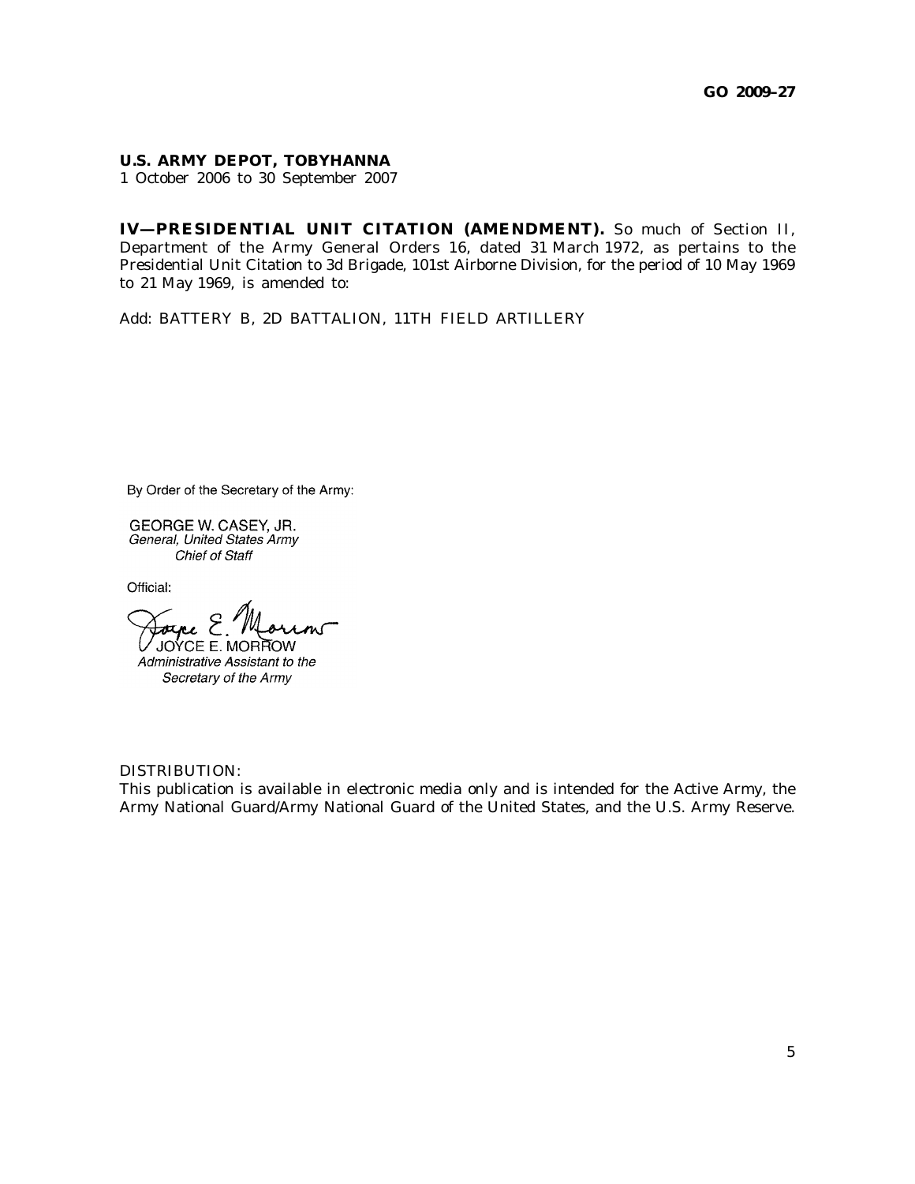**U.S. ARMY DEPOT, TOBYHANNA**
1 October 2006 to 30 September 2007

**IV—PRESIDENTIAL UNIT CITATION (AMENDMENT).** So much of Section II, Department of the Army General Orders 16, dated 31 March 1972, as pertains to the Presidential Unit Citation to 3d Brigade, 101st Airborne Division, for the period of 10 May 1969 to 21 May 1969, is amended to:

Add: BATTERY B, 2D BATTALION, 11TH FIELD ARTILLERY

By Order of the Secretary of the Army:

GEORGE W. CASEY, JR.
*General, United States Army*
*Chief of Staff*

Official:

JOYCE E. MORROW
*Administrative Assistant to the Secretary of the Army*

DISTRIBUTION:
This publication is available in electronic media only and is intended for the Active Army, the Army National Guard/Army National Guard of the United States, and the U.S. Army Reserve.